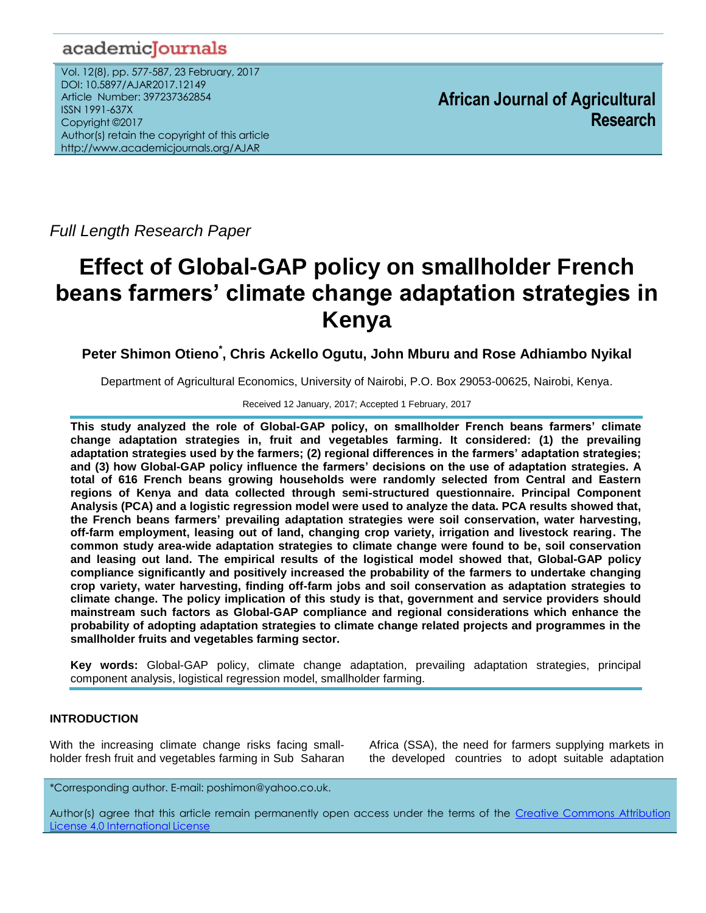Full Length Research Paper

# Effect of Global-GAP policy on smallholder French beans farmers' climate change adaptation strategies in Kenya

**Peter Shimon Otieno*, Chris Ackello Ogutu, John Mburu and Rose Adhiambo Nyikal**

Department of Agricultural Economics, University of Nairobi, P.O. Box 29053-00625, Nairobi, Kenya.

Received 12 January, 2017; Accepted 1 February, 2017

**This study analyzed the role of Global-GAP policy, on smallholder French beans farmers' climate change adaptation strategies in, fruit and vegetables farming. It considered: (1) the prevailing adaptation strategies used by the farmers; (2) regional differences in the farmers' adaptation strategies; and (3) how Global-GAP policy influence the farmers' decisions on the use of adaptation strategies. A total of 616 French beans growing households were randomly selected from Central and Eastern regions of Kenya and data collected through semi-structured questionnaire. Principal Component Analysis (PCA) and a logistic regression model were used to analyze the data. PCA results showed that, the French beans farmers' prevailing adaptation strategies were soil conservation, water harvesting, off-farm employment, leasing out of land, changing crop variety, irrigation and livestock rearing. The common study area-wide adaptation strategies to climate change were found to be, soil conservation and leasing out land. The empirical results of the logistical model showed that, Global-GAP policy compliance significantly and positively increased the probability of the farmers to undertake changing crop variety, water harvesting, finding off-farm jobs and soil conservation as adaptation strategies to climate change. The policy implication of this study is that, government and service providers should mainstream such factors as Global-GAP compliance and regional considerations which enhance the probability of adopting adaptation strategies to climate change related projects and programmes in the smallholder fruits and vegetables farming sector.**

**Key words:** Global-GAP policy, climate change adaptation, prevailing adaptation strategies, principal component analysis, logistical regression model, smallholder farming.

## INTRODUCTION

With the increasing climate change risks facing small-holder fresh fruit and vegetables farming in Sub Saharan Africa (SSA), the need for farmers supplying markets in the developed countries to adopt suitable adaptation

*Corresponding author. E-mail: poshimon@yahoo.co.uk.

Author(s) agree that this article remain permanently open access under the terms of the Creative Commons Attribution License 4.0 International License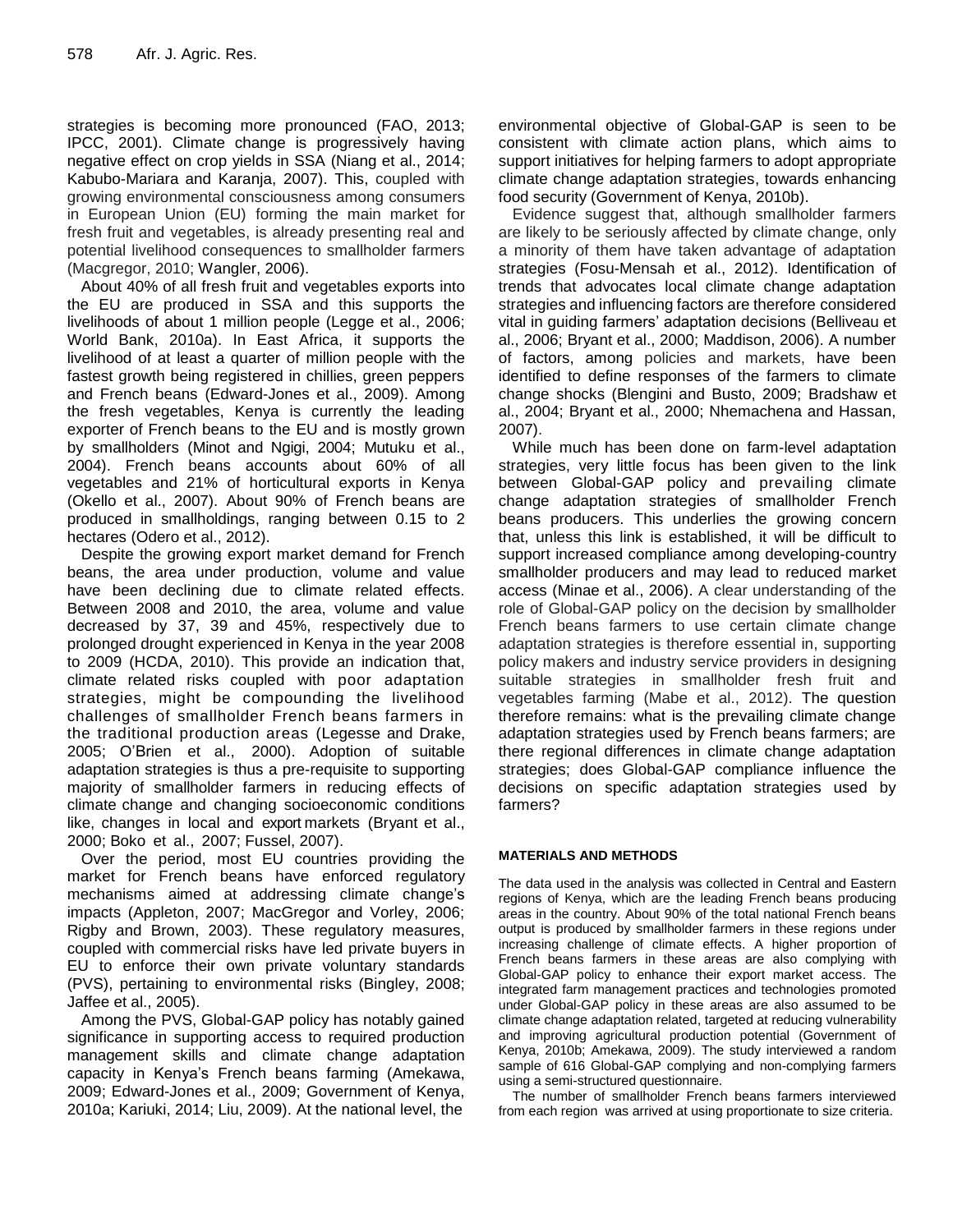strategies is becoming more pronounced (FAO, 2013; IPCC, 2001). Climate change is progressively having negative effect on crop yields in SSA (Niang et al., 2014; Kabubo-Mariara and Karanja, 2007). This, coupled with growing environmental consciousness among consumers in European Union (EU) forming the main market for fresh fruit and vegetables, is already presenting real and potential livelihood consequences to smallholder farmers (Macgregor, 2010; Wangler, 2006).

About 40% of all fresh fruit and vegetables exports into the EU are produced in SSA and this supports the livelihoods of about 1 million people (Legge et al., 2006; World Bank, 2010a). In East Africa, it supports the livelihood of at least a quarter of million people with the fastest growth being registered in chillies, green peppers and French beans (Edward-Jones et al., 2009). Among the fresh vegetables, Kenya is currently the leading exporter of French beans to the EU and is mostly grown by smallholders (Minot and Ngigi, 2004; Mutuku et al., 2004). French beans accounts about 60% of all vegetables and 21% of horticultural exports in Kenya (Okello et al., 2007). About 90% of French beans are produced in smallholdings, ranging between 0.15 to 2 hectares (Odero et al., 2012).

Despite the growing export market demand for French beans, the area under production, volume and value have been declining due to climate related effects. Between 2008 and 2010, the area, volume and value decreased by 37, 39 and 45%, respectively due to prolonged drought experienced in Kenya in the year 2008 to 2009 (HCDA, 2010). This provide an indication that, climate related risks coupled with poor adaptation strategies, might be compounding the livelihood challenges of smallholder French beans farmers in the traditional production areas (Legesse and Drake, 2005; O'Brien et al., 2000). Adoption of suitable adaptation strategies is thus a pre-requisite to supporting majority of smallholder farmers in reducing effects of climate change and changing socioeconomic conditions like, changes in local and export markets (Bryant et al., 2000; Boko et al., 2007; Fussel, 2007).

Over the period, most EU countries providing the market for French beans have enforced regulatory mechanisms aimed at addressing climate change's impacts (Appleton, 2007; MacGregor and Vorley, 2006; Rigby and Brown, 2003). These regulatory measures, coupled with commercial risks have led private buyers in EU to enforce their own private voluntary standards (PVS), pertaining to environmental risks (Bingley, 2008; Jaffee et al., 2005).

Among the PVS, Global-GAP policy has notably gained significance in supporting access to required production management skills and climate change adaptation capacity in Kenya's French beans farming (Amekawa, 2009; Edward-Jones et al., 2009; Government of Kenya, 2010a; Kariuki, 2014; Liu, 2009). At the national level, the environmental objective of Global-GAP is seen to be consistent with climate action plans, which aims to support initiatives for helping farmers to adopt appropriate climate change adaptation strategies, towards enhancing food security (Government of Kenya, 2010b).

Evidence suggest that, although smallholder farmers are likely to be seriously affected by climate change, only a minority of them have taken advantage of adaptation strategies (Fosu-Mensah et al., 2012). Identification of trends that advocates local climate change adaptation strategies and influencing factors are therefore considered vital in guiding farmers' adaptation decisions (Belliveau et al., 2006; Bryant et al., 2000; Maddison, 2006). A number of factors, among policies and markets, have been identified to define responses of the farmers to climate change shocks (Blengini and Busto, 2009; Bradshaw et al., 2004; Bryant et al., 2000; Nhemachena and Hassan, 2007).

While much has been done on farm-level adaptation strategies, very little focus has been given to the link between Global-GAP policy and prevailing climate change adaptation strategies of smallholder French beans producers. This underlies the growing concern that, unless this link is established, it will be difficult to support increased compliance among developing-country smallholder producers and may lead to reduced market access (Minae et al., 2006). A clear understanding of the role of Global-GAP policy on the decision by smallholder French beans farmers to use certain climate change adaptation strategies is therefore essential in, supporting policy makers and industry service providers in designing suitable strategies in smallholder fresh fruit and vegetables farming (Mabe et al., 2012). The question therefore remains: what is the prevailing climate change adaptation strategies used by French beans farmers; are there regional differences in climate change adaptation strategies; does Global-GAP compliance influence the decisions on specific adaptation strategies used by farmers?

## MATERIALS AND METHODS

The data used in the analysis was collected in Central and Eastern regions of Kenya, which are the leading French beans producing areas in the country. About 90% of the total national French beans output is produced by smallholder farmers in these regions under increasing challenge of climate effects. A higher proportion of French beans farmers in these areas are also complying with Global-GAP policy to enhance their export market access. The integrated farm management practices and technologies promoted under Global-GAP policy in these areas are also assumed to be climate change adaptation related, targeted at reducing vulnerability and improving agricultural production potential (Government of Kenya, 2010b; Amekawa, 2009). The study interviewed a random sample of 616 Global-GAP complying and non-complying farmers using a semi-structured questionnaire.

The number of smallholder French beans farmers interviewed from each region was arrived at using proportionate to size criteria.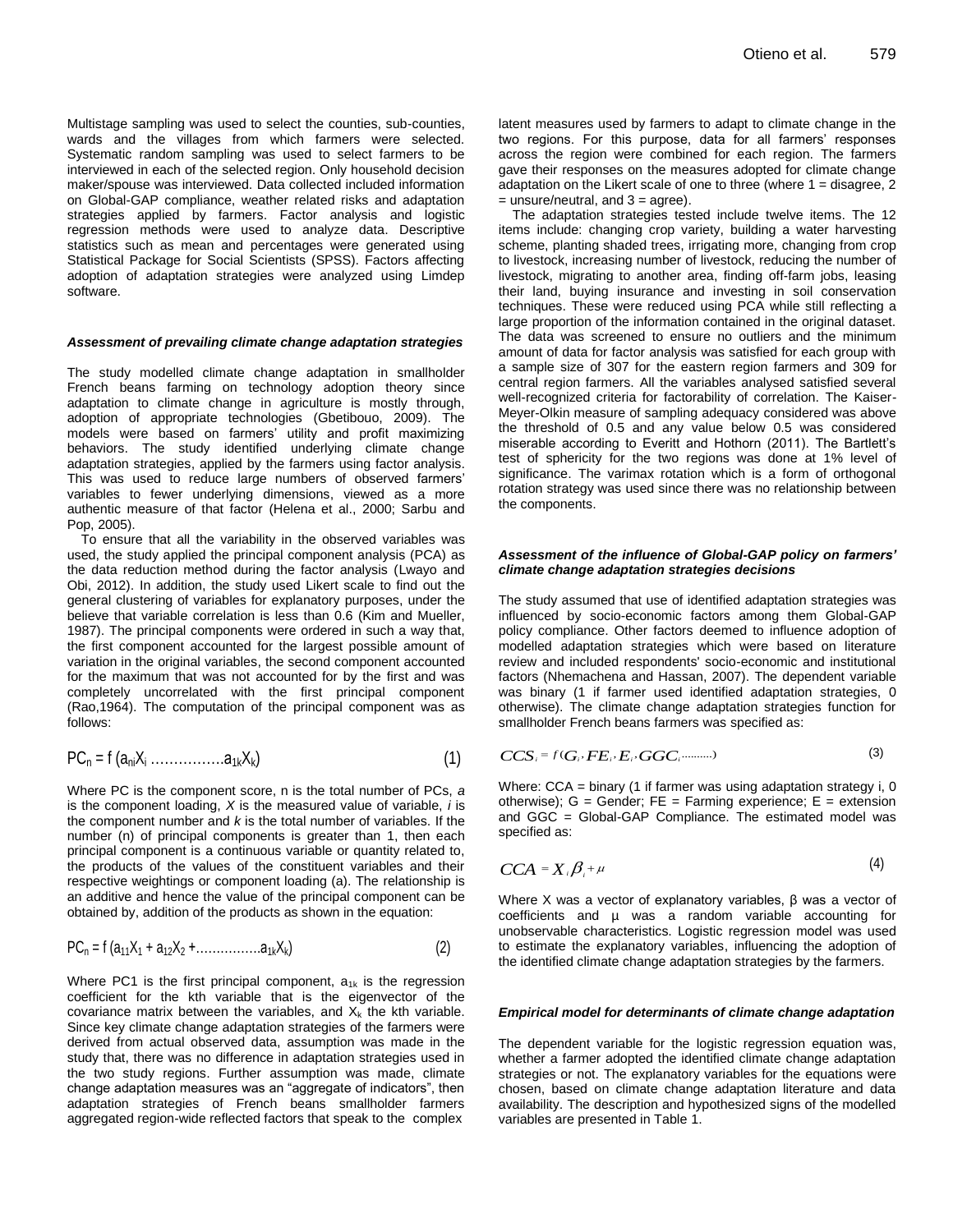Multistage sampling was used to select the counties, sub-counties, wards and the villages from which farmers were selected. Systematic random sampling was used to select farmers to be interviewed in each of the selected region. Only household decision maker/spouse was interviewed. Data collected included information on Global-GAP compliance, weather related risks and adaptation strategies applied by farmers. Factor analysis and logistic regression methods were used to analyze data. Descriptive statistics such as mean and percentages were generated using Statistical Package for Social Scientists (SPSS). Factors affecting adoption of adaptation strategies were analyzed using Limdep software.

### *Assessment of prevailing climate change adaptation strategies*

The study modelled climate change adaptation in smallholder French beans farming on technology adoption theory since adaptation to climate change in agriculture is mostly through, adoption of appropriate technologies (Gbetibouo, 2009). The models were based on farmers' utility and profit maximizing behaviors. The study identified underlying climate change adaptation strategies, applied by the farmers using factor analysis. This was used to reduce large numbers of observed farmers' variables to fewer underlying dimensions, viewed as a more authentic measure of that factor (Helena et al., 2000; Sarbu and Pop, 2005).

To ensure that all the variability in the observed variables was used, the study applied the principal component analysis (PCA) as the data reduction method during the factor analysis (Lwayo and Obi, 2012). In addition, the study used Likert scale to find out the general clustering of variables for explanatory purposes, under the believe that variable correlation is less than 0.6 (Kim and Mueller, 1987). The principal components were ordered in such a way that, the first component accounted for the largest possible amount of variation in the original variables, the second component accounted for the maximum that was not accounted for by the first and was completely uncorrelated with the first principal component (Rao,1964). The computation of the principal component was as follows:

$$PC_n = f\,(a_{ni}X_i \ldots\ldots\ldots\ldots\ldots a_{1k}X_k) \qquad (1)$$

Where PC is the component score, n is the total number of PCs, *a* is the component loading, *X* is the measured value of variable, *i* is the component number and *k* is the total number of variables. If the number (n) of principal components is greater than 1, then each principal component is a continuous variable or quantity related to, the products of the values of the constituent variables and their respective weightings or component loading (a). The relationship is an additive and hence the value of the principal component can be obtained by, addition of the products as shown in the equation:

$$PC_n = f\,(a_{11}X_1 + a_{12}X_2 + \ldots\ldots\ldots\ldots\ldots a_{1k}X_k) \qquad (2)$$

Where PC1 is the first principal component, $a_{1k}$ is the regression coefficient for the kth variable that is the eigenvector of the covariance matrix between the variables, and $X_k$ the kth variable. Since key climate change adaptation strategies of the farmers were derived from actual observed data, assumption was made in the study that, there was no difference in adaptation strategies used in the two study regions. Further assumption was made, climate change adaptation measures was an "aggregate of indicators", then adaptation strategies of French beans smallholder farmers aggregated region-wide reflected factors that speak to the complex latent measures used by farmers to adapt to climate change in the two regions. For this purpose, data for all farmers' responses across the region were combined for each region. The farmers gave their responses on the measures adopted for climate change adaptation on the Likert scale of one to three (where 1 = disagree, 2 = unsure/neutral, and 3 = agree).

The adaptation strategies tested include twelve items. The 12 items include: changing crop variety, building a water harvesting scheme, planting shaded trees, irrigating more, changing from crop to livestock, increasing number of livestock, reducing the number of livestock, migrating to another area, finding off-farm jobs, leasing their land, buying insurance and investing in soil conservation techniques. These were reduced using PCA while still reflecting a large proportion of the information contained in the original dataset. The data was screened to ensure no outliers and the minimum amount of data for factor analysis was satisfied for each group with a sample size of 307 for the eastern region farmers and 309 for central region farmers. All the variables analysed satisfied several well-recognized criteria for factorability of correlation. The Kaiser-Meyer-Olkin measure of sampling adequacy considered was above the threshold of 0.5 and any value below 0.5 was considered miserable according to Everitt and Hothorn (2011). The Bartlett's test of sphericity for the two regions was done at 1% level of significance. The varimax rotation which is a form of orthogonal rotation strategy was used since there was no relationship between the components.

### *Assessment of the influence of Global-GAP policy on farmers' climate change adaptation strategies decisions*

The study assumed that use of identified adaptation strategies was influenced by socio-economic factors among them Global-GAP policy compliance. Other factors deemed to influence adoption of modelled adaptation strategies which were based on literature review and included respondents' socio-economic and institutional factors (Nhemachena and Hassan, 2007). The dependent variable was binary (1 if farmer used identified adaptation strategies, 0 otherwise). The climate change adaptation strategies function for smallholder French beans farmers was specified as:

$$CCS_i = f(G_i, FE_i, E_i, GGC_i \ldots\ldots\ldots) \qquad (3)$$

Where: CCA = binary (1 if farmer was using adaptation strategy i, 0 otherwise); G = Gender; FE = Farming experience; E = extension and GGC = Global-GAP Compliance. The estimated model was specified as:

$$CCA = X_i \beta_i + \mu \qquad (4)$$

Where X was a vector of explanatory variables, β was a vector of coefficients and µ was a random variable accounting for unobservable characteristics. Logistic regression model was used to estimate the explanatory variables, influencing the adoption of the identified climate change adaptation strategies by the farmers.

### *Empirical model for determinants of climate change adaptation*

The dependent variable for the logistic regression equation was, whether a farmer adopted the identified climate change adaptation strategies or not. The explanatory variables for the equations were chosen, based on climate change adaptation literature and data availability. The description and hypothesized signs of the modelled variables are presented in Table 1.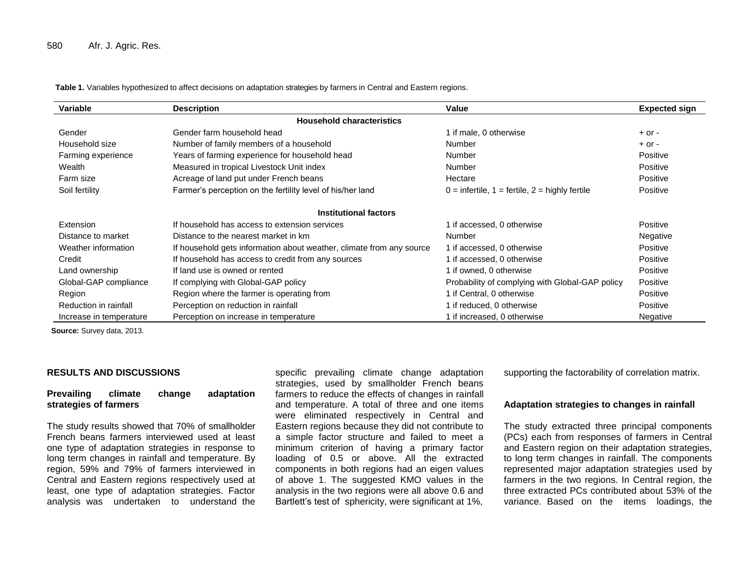**Table 1.** Variables hypothesized to affect decisions on adaptation strategies by farmers in Central and Eastern regions.

| Variable | Description | Value | Expected sign |
|---|---|---|---|
| **Household characteristics** | | | |
| Gender | Gender farm household head | 1 if male, 0 otherwise | + or - |
| Household size | Number of family members of a household | Number | + or - |
| Farming experience | Years of farming experience for household head | Number | Positive |
| Wealth | Measured in tropical Livestock Unit index | Number | Positive |
| Farm size | Acreage of land put under French beans | Hectare | Positive |
| Soil fertility | Farmer's perception on the fertility level of his/her land | 0 = infertile, 1 = fertile, 2 = highly fertile | Positive |
| **Institutional factors** | | | |
| Extension | If household has access to extension services | 1 if accessed, 0 otherwise | Positive |
| Distance to market | Distance to the nearest market in km | Number | Negative |
| Weather information | If household gets information about weather, climate from any source | 1 if accessed, 0 otherwise | Positive |
| Credit | If household has access to credit from any sources | 1 if accessed, 0 otherwise | Positive |
| Land ownership | If land use is owned or rented | 1 if owned, 0 otherwise | Positive |
| Global-GAP compliance | If complying with Global-GAP policy | Probability of complying with Global-GAP policy | Positive |
| Region | Region where the farmer is operating from | 1 if Central, 0 otherwise | Positive |
| Reduction in rainfall | Perception on reduction in rainfall | 1 if reduced, 0 otherwise | Positive |
| Increase in temperature | Perception on increase in temperature | 1 if increased, 0 otherwise | Negative |

**Source:** Survey data, 2013.

## RESULTS AND DISCUSSIONS

### Prevailing climate change adaptation strategies of farmers

The study results showed that 70% of smallholder French beans farmers interviewed used at least one type of adaptation strategies in response to long term changes in rainfall and temperature. By region, 59% and 79% of farmers interviewed in Central and Eastern regions respectively used at least, one type of adaptation strategies. Factor analysis was undertaken to understand the specific prevailing climate change adaptation strategies, used by smallholder French beans farmers to reduce the effects of changes in rainfall and temperature. A total of three and one items were eliminated respectively in Central and Eastern regions because they did not contribute to a simple factor structure and failed to meet a minimum criterion of having a primary factor loading of 0.5 or above. All the extracted components in both regions had an eigen values of above 1. The suggested KMO values in the analysis in the two regions were all above 0.6 and Bartlett's test of sphericity, were significant at 1%, supporting the factorability of correlation matrix.

### Adaptation strategies to changes in rainfall

The study extracted three principal components (PCs) each from responses of farmers in Central and Eastern region on their adaptation strategies, to long term changes in rainfall. The components represented major adaptation strategies used by farmers in the two regions. In Central region, the three extracted PCs contributed about 53% of the variance. Based on the items loadings, the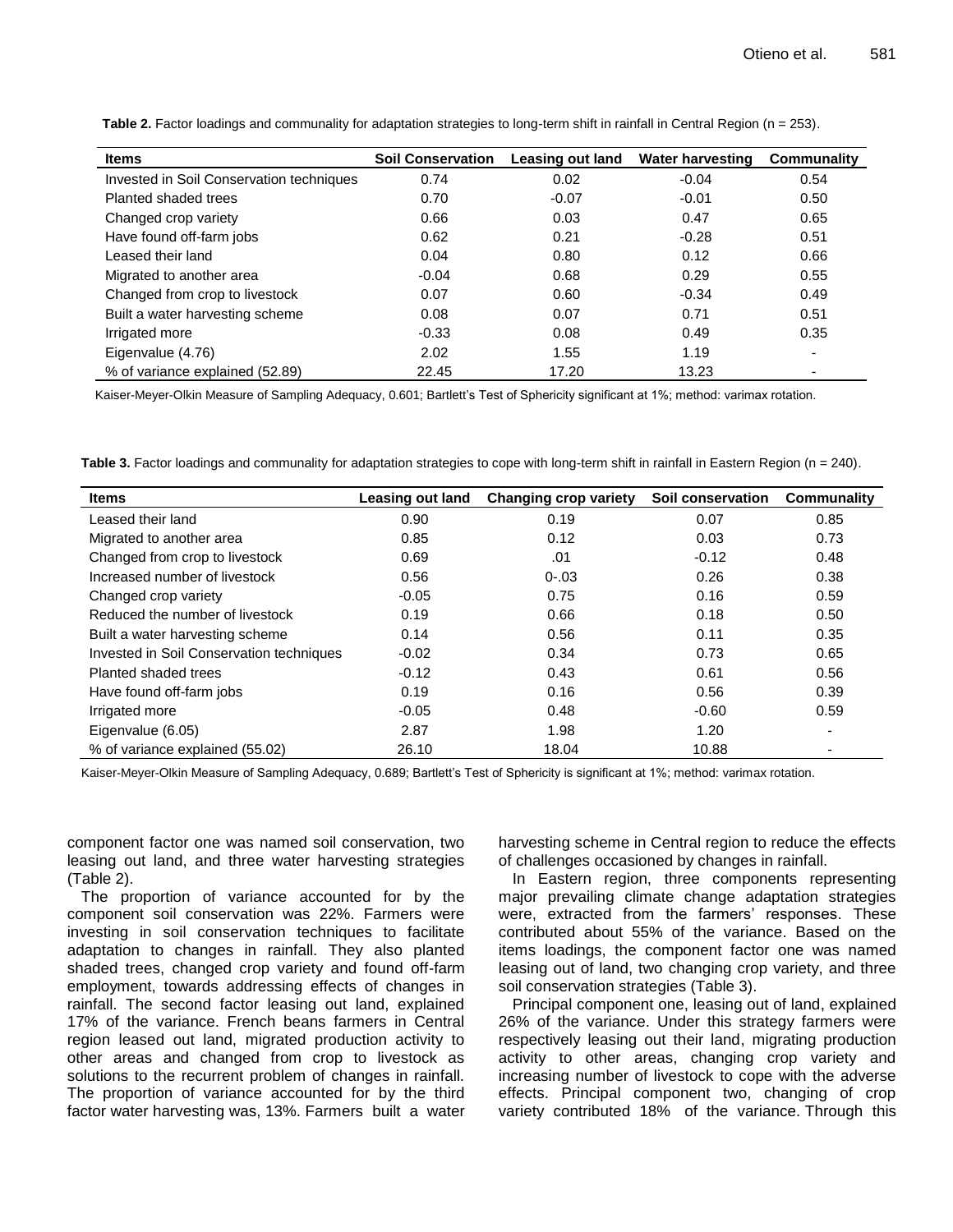**Table 2.** Factor loadings and communality for adaptation strategies to long-term shift in rainfall in Central Region (n = 253).

| Items | Soil Conservation | Leasing out land | Water harvesting | Communality |
|---|---|---|---|---|
| Invested in Soil Conservation techniques | 0.74 | 0.02 | -0.04 | 0.54 |
| Planted shaded trees | 0.70 | -0.07 | -0.01 | 0.50 |
| Changed crop variety | 0.66 | 0.03 | 0.47 | 0.65 |
| Have found off-farm jobs | 0.62 | 0.21 | -0.28 | 0.51 |
| Leased their land | 0.04 | 0.80 | 0.12 | 0.66 |
| Migrated to another area | -0.04 | 0.68 | 0.29 | 0.55 |
| Changed from crop to livestock | 0.07 | 0.60 | -0.34 | 0.49 |
| Built a water harvesting scheme | 0.08 | 0.07 | 0.71 | 0.51 |
| Irrigated more | -0.33 | 0.08 | 0.49 | 0.35 |
| Eigenvalue (4.76) | 2.02 | 1.55 | 1.19 | - |
| % of variance explained (52.89) | 22.45 | 17.20 | 13.23 | - |

Kaiser-Meyer-Olkin Measure of Sampling Adequacy, 0.601; Bartlett's Test of Sphericity significant at 1%; method: varimax rotation.

**Table 3.** Factor loadings and communality for adaptation strategies to cope with long-term shift in rainfall in Eastern Region (n = 240).

| Items | Leasing out land | Changing crop variety | Soil conservation | Communality |
|---|---|---|---|---|
| Leased their land | 0.90 | 0.19 | 0.07 | 0.85 |
| Migrated to another area | 0.85 | 0.12 | 0.03 | 0.73 |
| Changed from crop to livestock | 0.69 | .01 | -0.12 | 0.48 |
| Increased number of livestock | 0.56 | 0-.03 | 0.26 | 0.38 |
| Changed crop variety | -0.05 | 0.75 | 0.16 | 0.59 |
| Reduced the number of livestock | 0.19 | 0.66 | 0.18 | 0.50 |
| Built a water harvesting scheme | 0.14 | 0.56 | 0.11 | 0.35 |
| Invested in Soil Conservation techniques | -0.02 | 0.34 | 0.73 | 0.65 |
| Planted shaded trees | -0.12 | 0.43 | 0.61 | 0.56 |
| Have found off-farm jobs | 0.19 | 0.16 | 0.56 | 0.39 |
| Irrigated more | -0.05 | 0.48 | -0.60 | 0.59 |
| Eigenvalue (6.05) | 2.87 | 1.98 | 1.20 | - |
| % of variance explained (55.02) | 26.10 | 18.04 | 10.88 | - |

Kaiser-Meyer-Olkin Measure of Sampling Adequacy, 0.689; Bartlett's Test of Sphericity is significant at 1%; method: varimax rotation.

component factor one was named soil conservation, two leasing out land, and three water harvesting strategies (Table 2).

The proportion of variance accounted for by the component soil conservation was 22%. Farmers were investing in soil conservation techniques to facilitate adaptation to changes in rainfall. They also planted shaded trees, changed crop variety and found off-farm employment, towards addressing effects of changes in rainfall. The second factor leasing out land, explained 17% of the variance. French beans farmers in Central region leased out land, migrated production activity to other areas and changed from crop to livestock as solutions to the recurrent problem of changes in rainfall. The proportion of variance accounted for by the third factor water harvesting was, 13%. Farmers built a water harvesting scheme in Central region to reduce the effects of challenges occasioned by changes in rainfall.

In Eastern region, three components representing major prevailing climate change adaptation strategies were, extracted from the farmers' responses. These contributed about 55% of the variance. Based on the items loadings, the component factor one was named leasing out of land, two changing crop variety, and three soil conservation strategies (Table 3).

Principal component one, leasing out of land, explained 26% of the variance. Under this strategy farmers were respectively leasing out their land, migrating production activity to other areas, changing crop variety and increasing number of livestock to cope with the adverse effects. Principal component two, changing of crop variety contributed 18% of the variance. Through this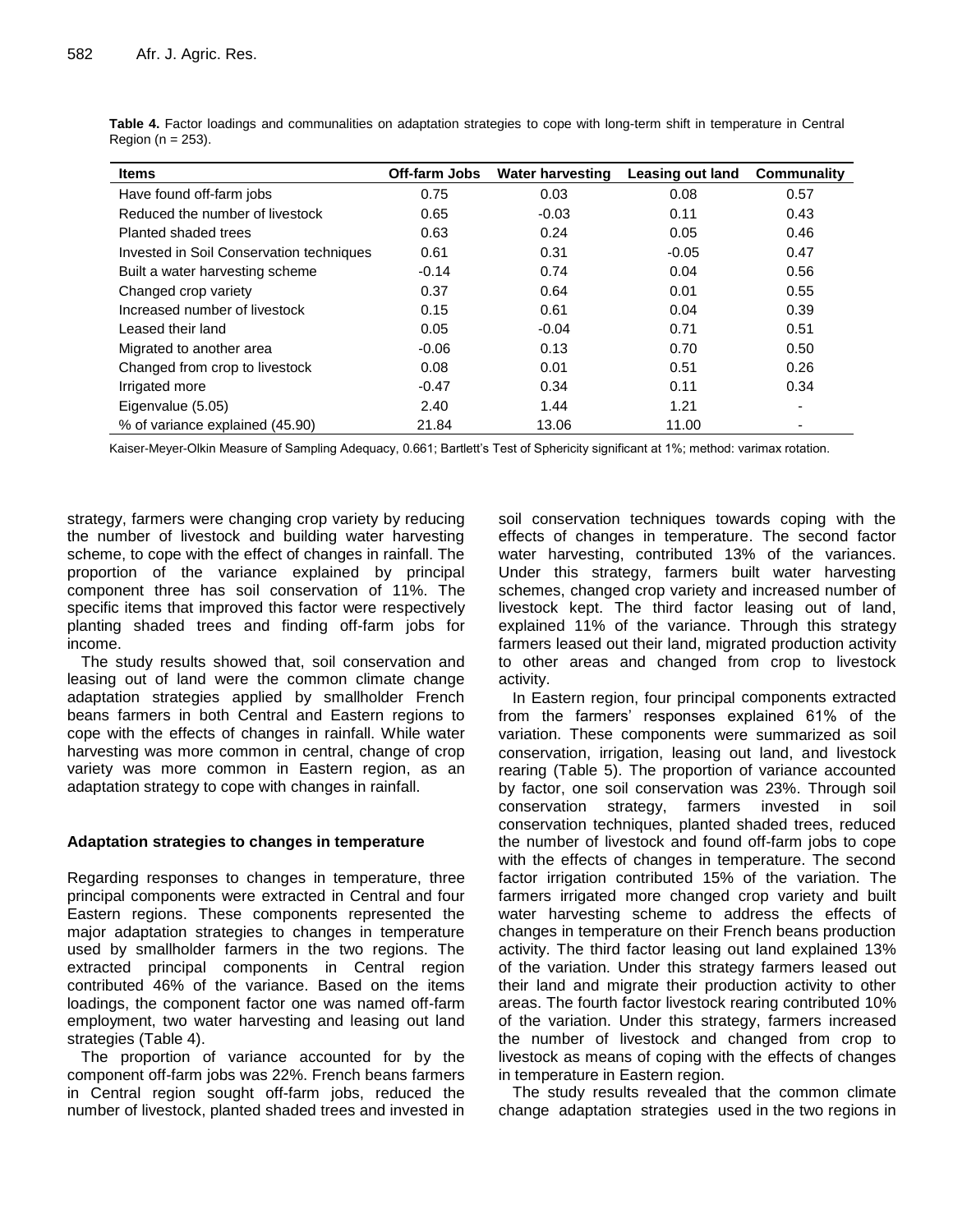**Table 4.** Factor loadings and communalities on adaptation strategies to cope with long-term shift in temperature in Central Region (n = 253).

| Items | Off-farm Jobs | Water harvesting | Leasing out land | Communality |
|---|---|---|---|---|
| Have found off-farm jobs | 0.75 | 0.03 | 0.08 | 0.57 |
| Reduced the number of livestock | 0.65 | -0.03 | 0.11 | 0.43 |
| Planted shaded trees | 0.63 | 0.24 | 0.05 | 0.46 |
| Invested in Soil Conservation techniques | 0.61 | 0.31 | -0.05 | 0.47 |
| Built a water harvesting scheme | -0.14 | 0.74 | 0.04 | 0.56 |
| Changed crop variety | 0.37 | 0.64 | 0.01 | 0.55 |
| Increased number of livestock | 0.15 | 0.61 | 0.04 | 0.39 |
| Leased their land | 0.05 | -0.04 | 0.71 | 0.51 |
| Migrated to another area | -0.06 | 0.13 | 0.70 | 0.50 |
| Changed from crop to livestock | 0.08 | 0.01 | 0.51 | 0.26 |
| Irrigated more | -0.47 | 0.34 | 0.11 | 0.34 |
| Eigenvalue (5.05) | 2.40 | 1.44 | 1.21 | - |
| % of variance explained (45.90) | 21.84 | 13.06 | 11.00 | - |

Kaiser-Meyer-Olkin Measure of Sampling Adequacy, 0.661; Bartlett's Test of Sphericity significant at 1%; method: varimax rotation.

strategy, farmers were changing crop variety by reducing the number of livestock and building water harvesting scheme, to cope with the effect of changes in rainfall. The proportion of the variance explained by principal component three has soil conservation of 11%. The specific items that improved this factor were respectively planting shaded trees and finding off-farm jobs for income.

The study results showed that, soil conservation and leasing out of land were the common climate change adaptation strategies applied by smallholder French beans farmers in both Central and Eastern regions to cope with the effects of changes in rainfall. While water harvesting was more common in central, change of crop variety was more common in Eastern region, as an adaptation strategy to cope with changes in rainfall.

### Adaptation strategies to changes in temperature

Regarding responses to changes in temperature, three principal components were extracted in Central and four Eastern regions. These components represented the major adaptation strategies to changes in temperature used by smallholder farmers in the two regions. The extracted principal components in Central region contributed 46% of the variance. Based on the items loadings, the component factor one was named off-farm employment, two water harvesting and leasing out land strategies (Table 4).

The proportion of variance accounted for by the component off-farm jobs was 22%. French beans farmers in Central region sought off-farm jobs, reduced the number of livestock, planted shaded trees and invested in soil conservation techniques towards coping with the effects of changes in temperature. The second factor water harvesting, contributed 13% of the variances. Under this strategy, farmers built water harvesting schemes, changed crop variety and increased number of livestock kept. The third factor leasing out of land, explained 11% of the variance. Through this strategy farmers leased out their land, migrated production activity to other areas and changed from crop to livestock activity.

In Eastern region, four principal components extracted from the farmers' responses explained 61% of the variation. These components were summarized as soil conservation, irrigation, leasing out land, and livestock rearing (Table 5). The proportion of variance accounted by factor, one soil conservation was 23%. Through soil conservation strategy, farmers invested in soil conservation techniques, planted shaded trees, reduced the number of livestock and found off-farm jobs to cope with the effects of changes in temperature. The second factor irrigation contributed 15% of the variation. The farmers irrigated more changed crop variety and built water harvesting scheme to address the effects of changes in temperature on their French beans production activity. The third factor leasing out land explained 13% of the variation. Under this strategy farmers leased out their land and migrate their production activity to other areas. The fourth factor livestock rearing contributed 10% of the variation. Under this strategy, farmers increased the number of livestock and changed from crop to livestock as means of coping with the effects of changes in temperature in Eastern region.

The study results revealed that the common climate change adaptation strategies used in the two regions in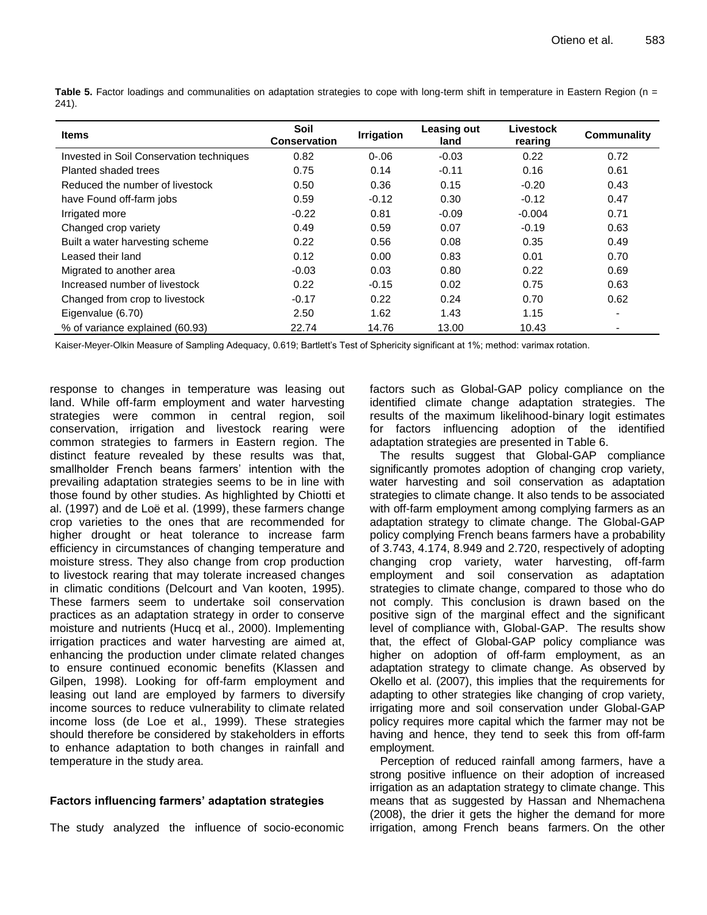**Table 5.** Factor loadings and communalities on adaptation strategies to cope with long-term shift in temperature in Eastern Region (n = 241).

| Items | Soil Conservation | Irrigation | Leasing out land | Livestock rearing | Communality |
|---|---|---|---|---|---|
| Invested in Soil Conservation techniques | 0.82 | 0-.06 | -0.03 | 0.22 | 0.72 |
| Planted shaded trees | 0.75 | 0.14 | -0.11 | 0.16 | 0.61 |
| Reduced the number of livestock | 0.50 | 0.36 | 0.15 | -0.20 | 0.43 |
| have Found off-farm jobs | 0.59 | -0.12 | 0.30 | -0.12 | 0.47 |
| Irrigated more | -0.22 | 0.81 | -0.09 | -0.004 | 0.71 |
| Changed crop variety | 0.49 | 0.59 | 0.07 | -0.19 | 0.63 |
| Built a water harvesting scheme | 0.22 | 0.56 | 0.08 | 0.35 | 0.49 |
| Leased their land | 0.12 | 0.00 | 0.83 | 0.01 | 0.70 |
| Migrated to another area | -0.03 | 0.03 | 0.80 | 0.22 | 0.69 |
| Increased number of livestock | 0.22 | -0.15 | 0.02 | 0.75 | 0.63 |
| Changed from crop to livestock | -0.17 | 0.22 | 0.24 | 0.70 | 0.62 |
| Eigenvalue (6.70) | 2.50 | 1.62 | 1.43 | 1.15 | - |
| % of variance explained (60.93) | 22.74 | 14.76 | 13.00 | 10.43 | - |

Kaiser-Meyer-Olkin Measure of Sampling Adequacy, 0.619; Bartlett's Test of Sphericity significant at 1%; method: varimax rotation.

response to changes in temperature was leasing out land. While off-farm employment and water harvesting strategies were common in central region, soil conservation, irrigation and livestock rearing were common strategies to farmers in Eastern region. The distinct feature revealed by these results was that, smallholder French beans farmers' intention with the prevailing adaptation strategies seems to be in line with those found by other studies. As highlighted by Chiotti et al. (1997) and de Loë et al. (1999), these farmers change crop varieties to the ones that are recommended for higher drought or heat tolerance to increase farm efficiency in circumstances of changing temperature and moisture stress. They also change from crop production to livestock rearing that may tolerate increased changes in climatic conditions (Delcourt and Van kooten, 1995). These farmers seem to undertake soil conservation practices as an adaptation strategy in order to conserve moisture and nutrients (Hucq et al., 2000). Implementing irrigation practices and water harvesting are aimed at, enhancing the production under climate related changes to ensure continued economic benefits (Klassen and Gilpen, 1998). Looking for off-farm employment and leasing out land are employed by farmers to diversify income sources to reduce vulnerability to climate related income loss (de Loe et al., 1999). These strategies should therefore be considered by stakeholders in efforts to enhance adaptation to both changes in rainfall and temperature in the study area.

## Factors influencing farmers' adaptation strategies

The study analyzed the influence of socio-economic factors such as Global-GAP policy compliance on the identified climate change adaptation strategies. The results of the maximum likelihood-binary logit estimates for factors influencing adoption of the identified adaptation strategies are presented in Table 6.

The results suggest that Global-GAP compliance significantly promotes adoption of changing crop variety, water harvesting and soil conservation as adaptation strategies to climate change. It also tends to be associated with off-farm employment among complying farmers as an adaptation strategy to climate change. The Global-GAP policy complying French beans farmers have a probability of 3.743, 4.174, 8.949 and 2.720, respectively of adopting changing crop variety, water harvesting, off-farm employment and soil conservation as adaptation strategies to climate change, compared to those who do not comply. This conclusion is drawn based on the positive sign of the marginal effect and the significant level of compliance with, Global-GAP. The results show that, the effect of Global-GAP policy compliance was higher on adoption of off-farm employment, as an adaptation strategy to climate change. As observed by Okello et al. (2007), this implies that the requirements for adapting to other strategies like changing of crop variety, irrigating more and soil conservation under Global-GAP policy requires more capital which the farmer may not be having and hence, they tend to seek this from off-farm employment.

Perception of reduced rainfall among farmers, have a strong positive influence on their adoption of increased irrigation as an adaptation strategy to climate change. This means that as suggested by Hassan and Nhemachena (2008), the drier it gets the higher the demand for more irrigation, among French beans farmers. On the other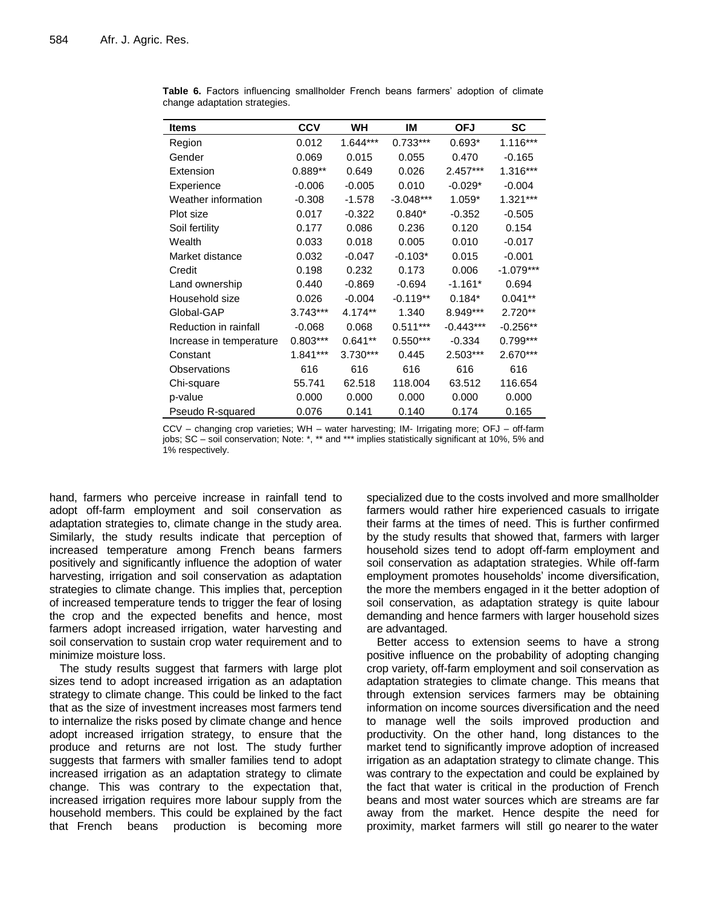**Table 6.** Factors influencing smallholder French beans farmers' adoption of climate change adaptation strategies.

| Items | CCV | WH | IM | OFJ | SC |
|---|---|---|---|---|---|
| Region | 0.012 | 1.644*** | 0.733*** | 0.693* | 1.116*** |
| Gender | 0.069 | 0.015 | 0.055 | 0.470 | -0.165 |
| Extension | 0.889** | 0.649 | 0.026 | 2.457*** | 1.316*** |
| Experience | -0.006 | -0.005 | 0.010 | -0.029* | -0.004 |
| Weather information | -0.308 | -1.578 | -3.048*** | 1.059* | 1.321*** |
| Plot size | 0.017 | -0.322 | 0.840* | -0.352 | -0.505 |
| Soil fertility | 0.177 | 0.086 | 0.236 | 0.120 | 0.154 |
| Wealth | 0.033 | 0.018 | 0.005 | 0.010 | -0.017 |
| Market distance | 0.032 | -0.047 | -0.103* | 0.015 | -0.001 |
| Credit | 0.198 | 0.232 | 0.173 | 0.006 | -1.079*** |
| Land ownership | 0.440 | -0.869 | -0.694 | -1.161* | 0.694 |
| Household size | 0.026 | -0.004 | -0.119** | 0.184* | 0.041** |
| Global-GAP | 3.743*** | 4.174** | 1.340 | 8.949*** | 2.720** |
| Reduction in rainfall | -0.068 | 0.068 | 0.511*** | -0.443*** | -0.256** |
| Increase in temperature | 0.803*** | 0.641** | 0.550*** | -0.334 | 0.799*** |
| Constant | 1.841*** | 3.730*** | 0.445 | 2.503*** | 2.670*** |
| Observations | 616 | 616 | 616 | 616 | 616 |
| Chi-square | 55.741 | 62.518 | 118.004 | 63.512 | 116.654 |
| p-value | 0.000 | 0.000 | 0.000 | 0.000 | 0.000 |
| Pseudo R-squared | 0.076 | 0.141 | 0.140 | 0.174 | 0.165 |

CCV – changing crop varieties; WH – water harvesting; IM- Irrigating more; OFJ – off-farm jobs; SC – soil conservation; Note: *, ** and *** implies statistically significant at 10%, 5% and 1% respectively.

hand, farmers who perceive increase in rainfall tend to adopt off-farm employment and soil conservation as adaptation strategies to, climate change in the study area. Similarly, the study results indicate that perception of increased temperature among French beans farmers positively and significantly influence the adoption of water harvesting, irrigation and soil conservation as adaptation strategies to climate change. This implies that, perception of increased temperature tends to trigger the fear of losing the crop and the expected benefits and hence, most farmers adopt increased irrigation, water harvesting and soil conservation to sustain crop water requirement and to minimize moisture loss.

The study results suggest that farmers with large plot sizes tend to adopt increased irrigation as an adaptation strategy to climate change. This could be linked to the fact that as the size of investment increases most farmers tend to internalize the risks posed by climate change and hence adopt increased irrigation strategy, to ensure that the produce and returns are not lost. The study further suggests that farmers with smaller families tend to adopt increased irrigation as an adaptation strategy to climate change. This was contrary to the expectation that, increased irrigation requires more labour supply from the household members. This could be explained by the fact that French beans production is becoming more specialized due to the costs involved and more smallholder farmers would rather hire experienced casuals to irrigate their farms at the times of need. This is further confirmed by the study results that showed that, farmers with larger household sizes tend to adopt off-farm employment and soil conservation as adaptation strategies. While off-farm employment promotes households' income diversification, the more the members engaged in it the better adoption of soil conservation, as adaptation strategy is quite labour demanding and hence farmers with larger household sizes are advantaged.

Better access to extension seems to have a strong positive influence on the probability of adopting changing crop variety, off-farm employment and soil conservation as adaptation strategies to climate change. This means that through extension services farmers may be obtaining information on income sources diversification and the need to manage well the soils improved production and productivity. On the other hand, long distances to the market tend to significantly improve adoption of increased irrigation as an adaptation strategy to climate change. This was contrary to the expectation and could be explained by the fact that water is critical in the production of French beans and most water sources which are streams are far away from the market. Hence despite the need for proximity, market farmers will still go nearer to the water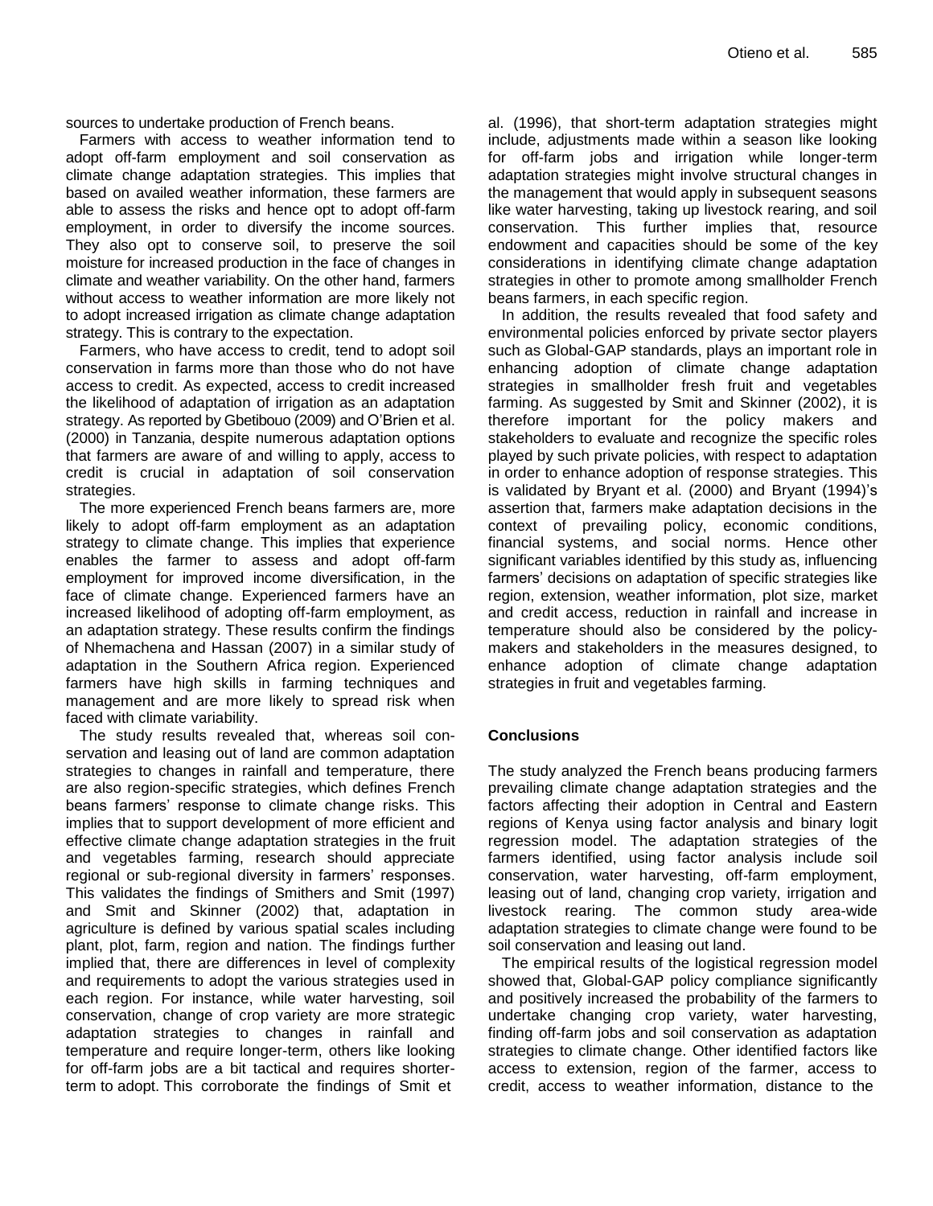sources to undertake production of French beans.

Farmers with access to weather information tend to adopt off-farm employment and soil conservation as climate change adaptation strategies. This implies that based on availed weather information, these farmers are able to assess the risks and hence opt to adopt off-farm employment, in order to diversify the income sources. They also opt to conserve soil, to preserve the soil moisture for increased production in the face of changes in climate and weather variability. On the other hand, farmers without access to weather information are more likely not to adopt increased irrigation as climate change adaptation strategy. This is contrary to the expectation.

Farmers, who have access to credit, tend to adopt soil conservation in farms more than those who do not have access to credit. As expected, access to credit increased the likelihood of adaptation of irrigation as an adaptation strategy. As reported by Gbetibouo (2009) and O'Brien et al. (2000) in Tanzania, despite numerous adaptation options that farmers are aware of and willing to apply, access to credit is crucial in adaptation of soil conservation strategies.

The more experienced French beans farmers are, more likely to adopt off-farm employment as an adaptation strategy to climate change. This implies that experience enables the farmer to assess and adopt off-farm employment for improved income diversification, in the face of climate change. Experienced farmers have an increased likelihood of adopting off-farm employment, as an adaptation strategy. These results confirm the findings of Nhemachena and Hassan (2007) in a similar study of adaptation in the Southern Africa region. Experienced farmers have high skills in farming techniques and management and are more likely to spread risk when faced with climate variability.

The study results revealed that, whereas soil conservation and leasing out of land are common adaptation strategies to changes in rainfall and temperature, there are also region-specific strategies, which defines French beans farmers' response to climate change risks. This implies that to support development of more efficient and effective climate change adaptation strategies in the fruit and vegetables farming, research should appreciate regional or sub-regional diversity in farmers' responses. This validates the findings of Smithers and Smit (1997) and Smit and Skinner (2002) that, adaptation in agriculture is defined by various spatial scales including plant, plot, farm, region and nation. The findings further implied that, there are differences in level of complexity and requirements to adopt the various strategies used in each region. For instance, while water harvesting, soil conservation, change of crop variety are more strategic adaptation strategies to changes in rainfall and temperature and require longer-term, others like looking for off-farm jobs are a bit tactical and requires shorter-term to adopt. This corroborate the findings of Smit et al. (1996), that short-term adaptation strategies might include, adjustments made within a season like looking for off-farm jobs and irrigation while longer-term adaptation strategies might involve structural changes in the management that would apply in subsequent seasons like water harvesting, taking up livestock rearing, and soil conservation. This further implies that, resource endowment and capacities should be some of the key considerations in identifying climate change adaptation strategies in other to promote among smallholder French beans farmers, in each specific region.

In addition, the results revealed that food safety and environmental policies enforced by private sector players such as Global-GAP standards, plays an important role in enhancing adoption of climate change adaptation strategies in smallholder fresh fruit and vegetables farming. As suggested by Smit and Skinner (2002), it is therefore important for the policy makers and stakeholders to evaluate and recognize the specific roles played by such private policies, with respect to adaptation in order to enhance adoption of response strategies. This is validated by Bryant et al. (2000) and Bryant (1994)'s assertion that, farmers make adaptation decisions in the context of prevailing policy, economic conditions, financial systems, and social norms. Hence other significant variables identified by this study as, influencing farmers' decisions on adaptation of specific strategies like region, extension, weather information, plot size, market and credit access, reduction in rainfall and increase in temperature should also be considered by the policy-makers and stakeholders in the measures designed, to enhance adoption of climate change adaptation strategies in fruit and vegetables farming.

## Conclusions

The study analyzed the French beans producing farmers prevailing climate change adaptation strategies and the factors affecting their adoption in Central and Eastern regions of Kenya using factor analysis and binary logit regression model. The adaptation strategies of the farmers identified, using factor analysis include soil conservation, water harvesting, off-farm employment, leasing out of land, changing crop variety, irrigation and livestock rearing. The common study area-wide adaptation strategies to climate change were found to be soil conservation and leasing out land.

The empirical results of the logistical regression model showed that, Global-GAP policy compliance significantly and positively increased the probability of the farmers to undertake changing crop variety, water harvesting, finding off-farm jobs and soil conservation as adaptation strategies to climate change. Other identified factors like access to extension, region of the farmer, access to credit, access to weather information, distance to the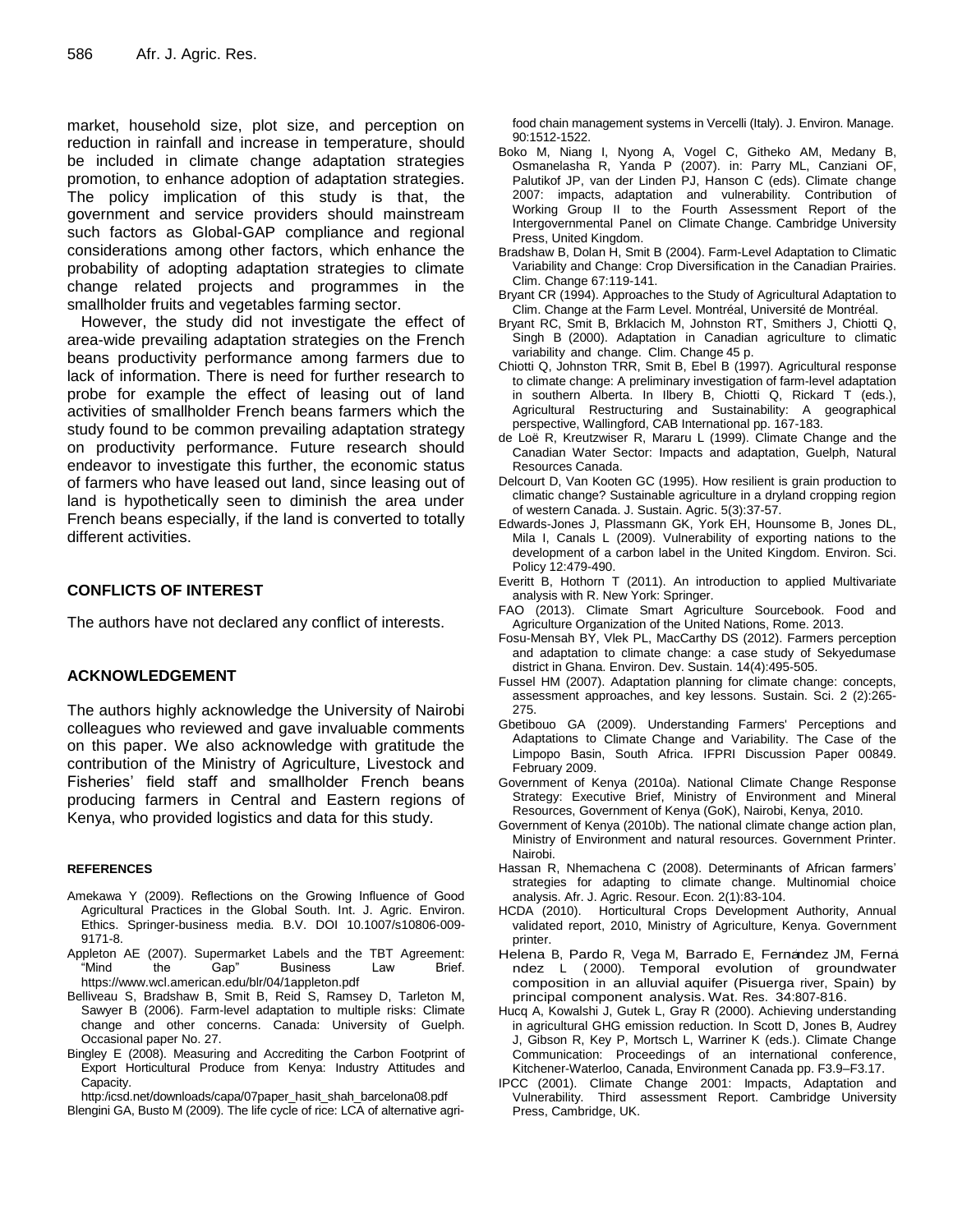market, household size, plot size, and perception on reduction in rainfall and increase in temperature, should be included in climate change adaptation strategies promotion, to enhance adoption of adaptation strategies. The policy implication of this study is that, the government and service providers should mainstream such factors as Global-GAP compliance and regional considerations among other factors, which enhance the probability of adopting adaptation strategies to climate change related projects and programmes in the smallholder fruits and vegetables farming sector.

However, the study did not investigate the effect of area-wide prevailing adaptation strategies on the French beans productivity performance among farmers due to lack of information. There is need for further research to probe for example the effect of leasing out of land activities of smallholder French beans farmers which the study found to be common prevailing adaptation strategy on productivity performance. Future research should endeavor to investigate this further, the economic status of farmers who have leased out land, since leasing out of land is hypothetically seen to diminish the area under French beans especially, if the land is converted to totally different activities.

## CONFLICTS OF INTEREST

The authors have not declared any conflict of interests.

## ACKNOWLEDGEMENT

The authors highly acknowledge the University of Nairobi colleagues who reviewed and gave invaluable comments on this paper. We also acknowledge with gratitude the contribution of the Ministry of Agriculture, Livestock and Fisheries' field staff and smallholder French beans producing farmers in Central and Eastern regions of Kenya, who provided logistics and data for this study.

## REFERENCES

Amekawa Y (2009). Reflections on the Growing Influence of Good Agricultural Practices in the Global South. Int. J. Agric. Environ. Ethics. Springer-business media. B.V. DOI 10.1007/s10806-009-9171-8.

Appleton AE (2007). Supermarket Labels and the TBT Agreement: "Mind the Gap" Business Law Brief. https://www.wcl.american.edu/blr/04/1appleton.pdf

Belliveau S, Bradshaw B, Smit B, Reid S, Ramsey D, Tarleton M, Sawyer B (2006). Farm-level adaptation to multiple risks: Climate change and other concerns. Canada: University of Guelph. Occasional paper No. 27.

Bingley E (2008). Measuring and Accrediting the Carbon Footprint of Export Horticultural Produce from Kenya: Industry Attitudes and Capacity.
http://icsd.net/downloads/capa/07paper_hasit_shah_barcelona08.pdf

Blengini GA, Busto M (2009). The life cycle of rice: LCA of alternative agri-food chain management systems in Vercelli (Italy). J. Environ. Manage. 90:1512-1522.

Boko M, Niang I, Nyong A, Vogel C, Githeko AM, Medany B, Osmanelasha R, Yanda P (2007). in: Parry ML, Canziani OF, Palutikof JP, van der Linden PJ, Hanson C (eds). Climate change 2007: impacts, adaptation and vulnerability. Contribution of Working Group II to the Fourth Assessment Report of the Intergovernmental Panel on Climate Change. Cambridge University Press, United Kingdom.

Bradshaw B, Dolan H, Smit B (2004). Farm-Level Adaptation to Climatic Variability and Change: Crop Diversification in the Canadian Prairies. Clim. Change 67:119-141.

Bryant CR (1994). Approaches to the Study of Agricultural Adaptation to Clim. Change at the Farm Level. Montréal, Université de Montréal.

Bryant RC, Smit B, Brklacich M, Johnston RT, Smithers J, Chiotti Q, Singh B (2000). Adaptation in Canadian agriculture to climatic variability and change. Clim. Change 45 p.

Chiotti Q, Johnston TRR, Smit B, Ebel B (1997). Agricultural response to climate change: A preliminary investigation of farm-level adaptation in southern Alberta. In Ilbery B, Chiotti Q, Rickard T (eds.), Agricultural Restructuring and Sustainability: A geographical perspective, Wallingford, CAB International pp. 167-183.

de Loë R, Kreutzwiser R, Mararu L (1999). Climate Change and the Canadian Water Sector: Impacts and adaptation, Guelph, Natural Resources Canada.

Delcourt D, Van Kooten GC (1995). How resilient is grain production to climatic change? Sustainable agriculture in a dryland cropping region of western Canada. J. Sustain. Agric. 5(3):37-57.

Edwards-Jones J, Plassmann GK, York EH, Hounsome B, Jones DL, Mila I, Canals L (2009). Vulnerability of exporting nations to the development of a carbon label in the United Kingdom. Environ. Sci. Policy 12:479-490.

Everitt B, Hothorn T (2011). An introduction to applied Multivariate analysis with R. New York: Springer.

FAO (2013). Climate Smart Agriculture Sourcebook. Food and Agriculture Organization of the United Nations, Rome. 2013.

Fosu-Mensah BY, Vlek PL, MacCarthy DS (2012). Farmers perception and adaptation to climate change: a case study of Sekyedumase district in Ghana. Environ. Dev. Sustain. 14(4):495-505.

Fussel HM (2007). Adaptation planning for climate change: concepts, assessment approaches, and key lessons. Sustain. Sci. 2 (2):265-275.

Gbetibouo GA (2009). Understanding Farmers' Perceptions and Adaptations to Climate Change and Variability. The Case of the Limpopo Basin, South Africa. IFPRI Discussion Paper 00849. February 2009.

Government of Kenya (2010a). National Climate Change Response Strategy: Executive Brief, Ministry of Environment and Mineral Resources, Government of Kenya (GoK), Nairobi, Kenya, 2010.

Government of Kenya (2010b). The national climate change action plan, Ministry of Environment and natural resources. Government Printer. Nairobi.

Hassan R, Nhemachena C (2008). Determinants of African farmers' strategies for adapting to climate change. Multinomial choice analysis. Afr. J. Agric. Resour. Econ. 2(1):83-104.

HCDA (2010). Horticultural Crops Development Authority, Annual validated report, 2010, Ministry of Agriculture, Kenya. Government printer.

Helena B, Pardo R, Vega M, Barrado E, Fernández JM, Fernández L (2000). Temporal evolution of groundwater composition in an alluvial aquifer (Pisuerga river, Spain) by principal component analysis. Wat. Res. 34:807-816.

Hucq A, Kowalshi J, Gutek L, Gray R (2000). Achieving understanding in agricultural GHG emission reduction. In Scott D, Jones B, Audrey J, Gibson R, Key P, Mortsch L, Warriner K (eds.). Climate Change Communication: Proceedings of an international conference, Kitchener-Waterloo, Canada, Environment Canada pp. F3.9–F3.17.

IPCC (2001). Climate Change 2001: Impacts, Adaptation and Vulnerability. Third assessment Report. Cambridge University Press, Cambridge, UK.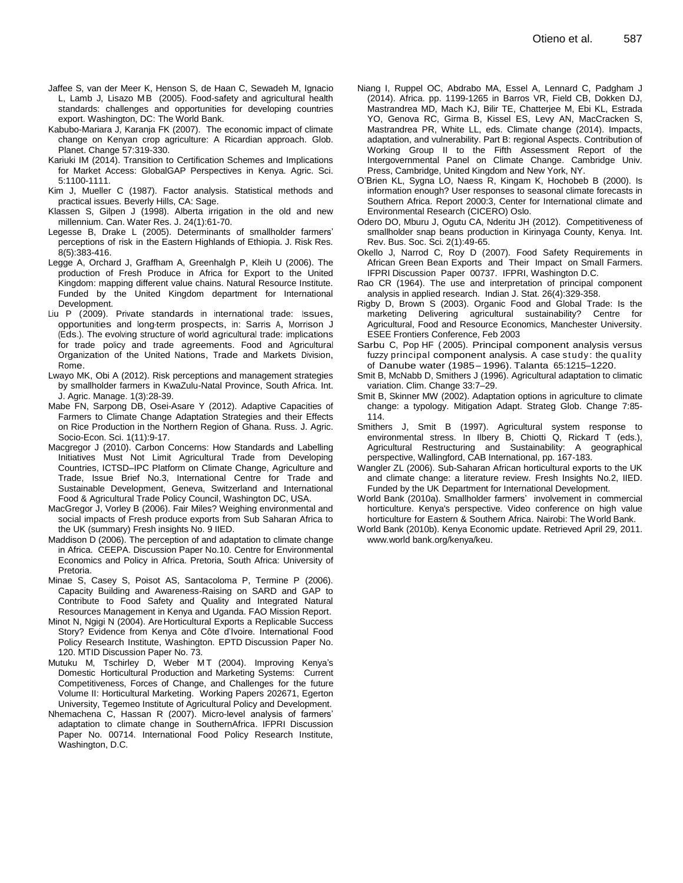Jaffee S, van der Meer K, Henson S, de Haan C, Sewadeh M, Ignacio L, Lamb J, Lisazo MB (2005). Food-safety and agricultural health standards: challenges and opportunities for developing countries export. Washington, DC: The World Bank.

Kabubo-Mariara J, Karanja FK (2007). The economic impact of climate change on Kenyan crop agriculture: A Ricardian approach. Glob. Planet. Change 57:319-330.

Kariuki IM (2014). Transition to Certification Schemes and Implications for Market Access: GlobalGAP Perspectives in Kenya. Agric. Sci. 5:1100-1111.

Kim J, Mueller C (1987). Factor analysis. Statistical methods and practical issues. Beverly Hills, CA: Sage.

Klassen S, Gilpen J (1998). Alberta irrigation in the old and new millennium. Can. Water Res. J. 24(1):61-70.

Legesse B, Drake L (2005). Determinants of smallholder farmers' perceptions of risk in the Eastern Highlands of Ethiopia. J. Risk Res. 8(5):383-416.

Legge A, Orchard J, Graffham A, Greenhalgh P, Kleih U (2006). The production of Fresh Produce in Africa for Export to the United Kingdom: mapping different value chains. Natural Resource Institute. Funded by the United Kingdom department for International Development.

Liu P (2009). Private standards in international trade: Issues, opportunities and long-term prospects, in: Sarris A, Morrison J (Eds.). The evolving structure of world agricultural trade: implications for trade policy and trade agreements. Food and Agricultural Organization of the United Nations, Trade and Markets Division, Rome.

Lwayo MK, Obi A (2012). Risk perceptions and management strategies by smallholder farmers in KwaZulu-Natal Province, South Africa. Int. J. Agric. Manage. 1(3):28-39.

Mabe FN, Sarpong DB, Osei-Asare Y (2012). Adaptive Capacities of Farmers to Climate Change Adaptation Strategies and their Effects on Rice Production in the Northern Region of Ghana. Russ. J. Agric. Socio-Econ. Sci. 1(11):9-17.

Macgregor J (2010). Carbon Concerns: How Standards and Labelling Initiatives Must Not Limit Agricultural Trade from Developing Countries, ICTSD–IPC Platform on Climate Change, Agriculture and Trade, Issue Brief No.3, International Centre for Trade and Sustainable Development, Geneva, Switzerland and International Food & Agricultural Trade Policy Council, Washington DC, USA.

MacGregor J, Vorley B (2006). Fair Miles? Weighing environmental and social impacts of Fresh produce exports from Sub Saharan Africa to the UK (summary) Fresh insights No. 9 IIED.

Maddison D (2006). The perception of and adaptation to climate change in Africa. CEEPA. Discussion Paper No.10. Centre for Environmental Economics and Policy in Africa. Pretoria, South Africa: University of Pretoria.

Minae S, Casey S, Poisot AS, Santacoloma P, Termine P (2006). Capacity Building and Awareness-Raising on SARD and GAP to Contribute to Food Safety and Quality and Integrated Natural Resources Management in Kenya and Uganda. FAO Mission Report.

Minot N, Ngigi N (2004). Are Horticultural Exports a Replicable Success Story? Evidence from Kenya and Côte d'Ivoire. International Food Policy Research Institute, Washington. EPTD Discussion Paper No. 120. MTID Discussion Paper No. 73.

Mutuku M, Tschirley D, Weber MT (2004). Improving Kenya's Domestic Horticultural Production and Marketing Systems: Current Competitiveness, Forces of Change, and Challenges for the future Volume II: Horticultural Marketing. Working Papers 202671, Egerton University, Tegemeo Institute of Agricultural Policy and Development.

Nhemachena C, Hassan R (2007). Micro-level analysis of farmers' adaptation to climate change in SouthernAfrica. IFPRI Discussion Paper No. 00714. International Food Policy Research Institute, Washington, D.C.

Niang I, Ruppel OC, Abdrabo MA, Essel A, Lennard C, Padgham J (2014). Africa. pp. 1199-1265 in Barros VR, Field CB, Dokken DJ, Mastrandrea MD, Mach KJ, Bilir TE, Chatterjee M, Ebi KL, Estrada YO, Genova RC, Girma B, Kissel ES, Levy AN, MacCracken S, Mastrandrea PR, White LL, eds. Climate change (2014). Impacts, adaptation, and vulnerability. Part B: regional Aspects. Contribution of Working Group II to the Fifth Assessment Report of the Intergovernmental Panel on Climate Change. Cambridge Univ. Press, Cambridge, United Kingdom and New York, NY.

O'Brien KL, Sygna LO, Naess R, Kingam K, Hochobeb B (2000). Is information enough? User responses to seasonal climate forecasts in Southern Africa. Report 2000:3, Center for International climate and Environmental Research (CICERO) Oslo.

Odero DO, Mburu J, Ogutu CA, Nderitu JH (2012). Competitiveness of smallholder snap beans production in Kirinyaga County, Kenya. Int. Rev. Bus. Soc. Sci. 2(1):49-65.

Okello J, Narrod C, Roy D (2007). Food Safety Requirements in African Green Bean Exports and Their Impact on Small Farmers. IFPRI Discussion Paper 00737. IFPRI, Washington D.C.

Rao CR (1964). The use and interpretation of principal component analysis in applied research. Indian J. Stat. 26(4):329-358.

Rigby D, Brown S (2003). Organic Food and Global Trade: Is the marketing Delivering agricultural sustainability? Centre for Agricultural, Food and Resource Economics, Manchester University. ESEE Frontiers Conference, Feb 2003

Sarbu C, Pop HF (2005). Principal component analysis versus fuzzy principal component analysis. A case study: the quality of Danube water (1985–1996). Talanta 65:1215–1220.

Smit B, McNabb D, Smithers J (1996). Agricultural adaptation to climatic variation. Clim. Change 33:7–29.

Smit B, Skinner MW (2002). Adaptation options in agriculture to climate change: a typology. Mitigation Adapt. Strateg Glob. Change 7:85-114.

Smithers J, Smit B (1997). Agricultural system response to environmental stress. In Ilbery B, Chiotti Q, Rickard T (eds.), Agricultural Restructuring and Sustainability: A geographical perspective, Wallingford, CAB International, pp. 167-183.

Wangler ZL (2006). Sub-Saharan African horticultural exports to the UK and climate change: a literature review. Fresh Insights No.2, IIED. Funded by the UK Department for International Development.

World Bank (2010a). Smallholder farmers' involvement in commercial horticulture. Kenya's perspective. Video conference on high value horticulture for Eastern & Southern Africa. Nairobi: The World Bank.

World Bank (2010b). Kenya Economic update. Retrieved April 29, 2011. www.world bank.org/kenya/keu.